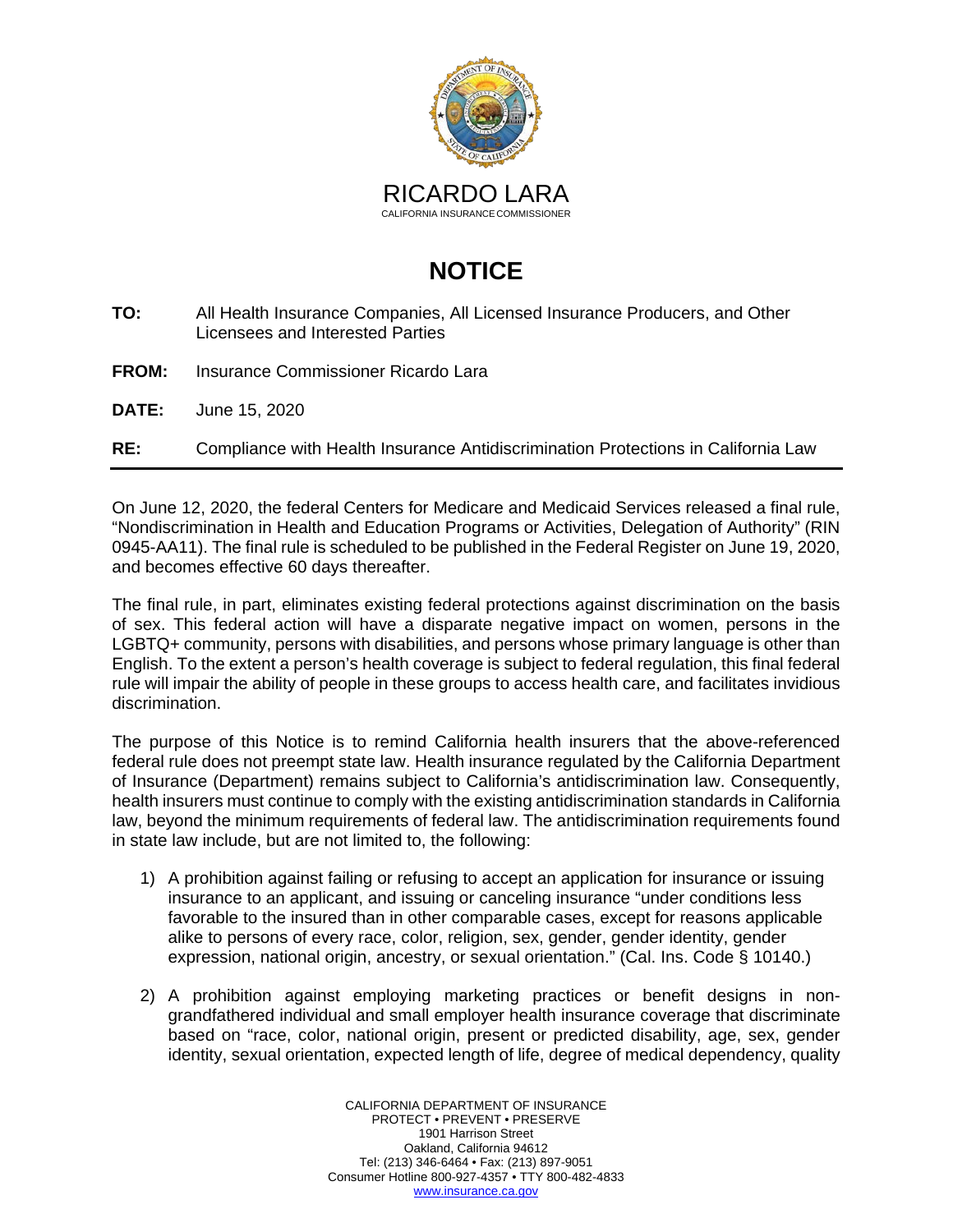RICARDO LARA
CALIFORNIA INSURANCE COMMISSIONER

# NOTICE

**TO:** All Health Insurance Companies, All Licensed Insurance Producers, and Other Licensees and Interested Parties

**FROM:** Insurance Commissioner Ricardo Lara

**DATE:** June 15, 2020

**RE:** Compliance with Health Insurance Antidiscrimination Protections in California Law

---

On June 12, 2020, the federal Centers for Medicare and Medicaid Services released a final rule, "Nondiscrimination in Health and Education Programs or Activities, Delegation of Authority" (RIN 0945-AA11). The final rule is scheduled to be published in the Federal Register on June 19, 2020, and becomes effective 60 days thereafter.

The final rule, in part, eliminates existing federal protections against discrimination on the basis of sex. This federal action will have a disparate negative impact on women, persons in the LGBTQ+ community, persons with disabilities, and persons whose primary language is other than English. To the extent a person's health coverage is subject to federal regulation, this final federal rule will impair the ability of people in these groups to access health care, and facilitates invidious discrimination.

The purpose of this Notice is to remind California health insurers that the above-referenced federal rule does not preempt state law. Health insurance regulated by the California Department of Insurance (Department) remains subject to California's antidiscrimination law. Consequently, health insurers must continue to comply with the existing antidiscrimination standards in California law, beyond the minimum requirements of federal law. The antidiscrimination requirements found in state law include, but are not limited to, the following:

1) A prohibition against failing or refusing to accept an application for insurance or issuing insurance to an applicant, and issuing or canceling insurance "under conditions less favorable to the insured than in other comparable cases, except for reasons applicable alike to persons of every race, color, religion, sex, gender, gender identity, gender expression, national origin, ancestry, or sexual orientation." (Cal. Ins. Code § 10140.)

2) A prohibition against employing marketing practices or benefit designs in non-grandfathered individual and small employer health insurance coverage that discriminate based on "race, color, national origin, present or predicted disability, age, sex, gender identity, sexual orientation, expected length of life, degree of medical dependency, quality

CALIFORNIA DEPARTMENT OF INSURANCE
PROTECT • PREVENT • PRESERVE
1901 Harrison Street
Oakland, California 94612
Tel: (213) 346-6464 • Fax: (213) 897-9051
Consumer Hotline 800-927-4357 • TTY 800-482-4833
www.insurance.ca.gov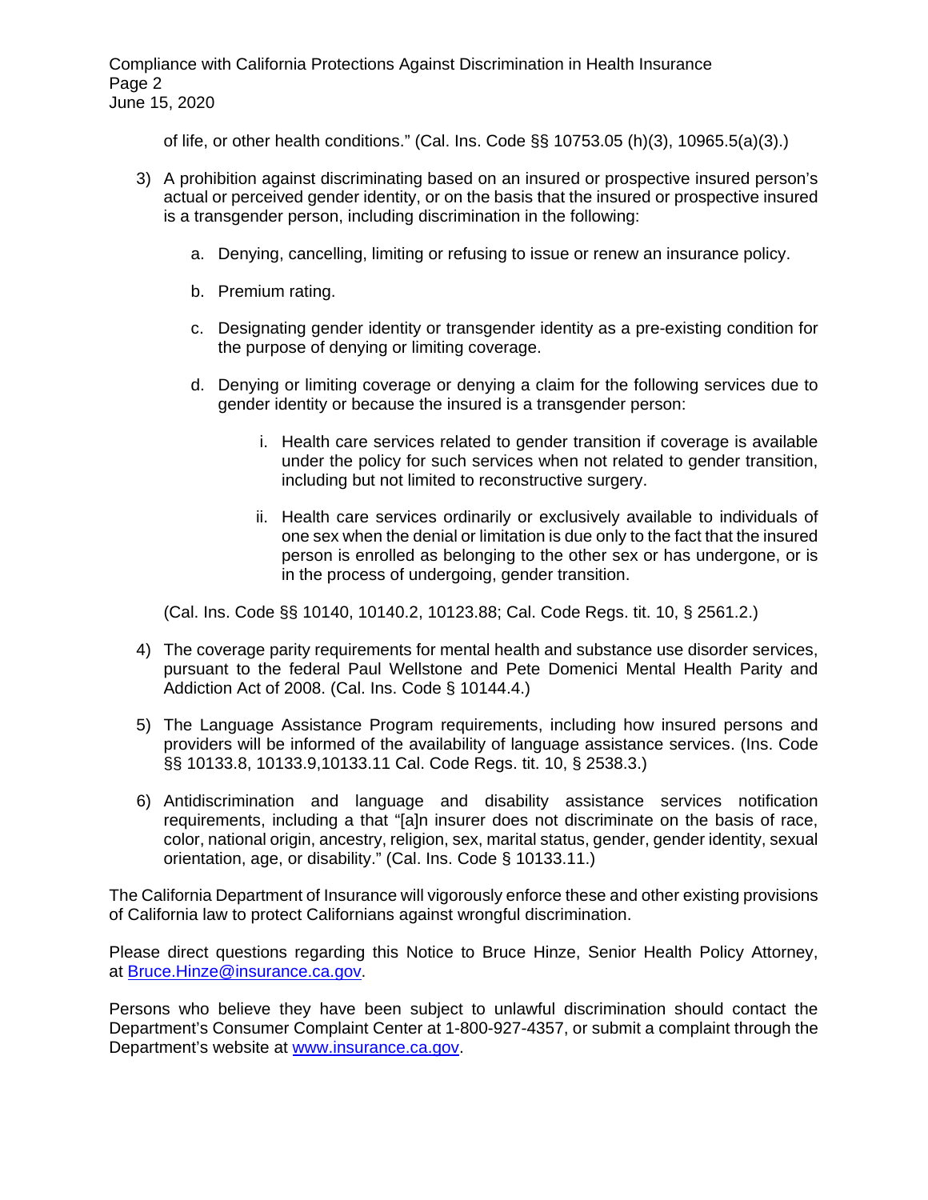of life, or other health conditions." (Cal. Ins. Code §§ 10753.05 (h)(3), 10965.5(a)(3).)

3) A prohibition against discriminating based on an insured or prospective insured person's actual or perceived gender identity, or on the basis that the insured or prospective insured is a transgender person, including discrimination in the following:

    a. Denying, cancelling, limiting or refusing to issue or renew an insurance policy.

    b. Premium rating.

    c. Designating gender identity or transgender identity as a pre-existing condition for the purpose of denying or limiting coverage.

    d. Denying or limiting coverage or denying a claim for the following services due to gender identity or because the insured is a transgender person:

        i. Health care services related to gender transition if coverage is available under the policy for such services when not related to gender transition, including but not limited to reconstructive surgery.

        ii. Health care services ordinarily or exclusively available to individuals of one sex when the denial or limitation is due only to the fact that the insured person is enrolled as belonging to the other sex or has undergone, or is in the process of undergoing, gender transition.

    (Cal. Ins. Code §§ 10140, 10140.2, 10123.88; Cal. Code Regs. tit. 10, § 2561.2.)

4) The coverage parity requirements for mental health and substance use disorder services, pursuant to the federal Paul Wellstone and Pete Domenici Mental Health Parity and Addiction Act of 2008. (Cal. Ins. Code § 10144.4.)

5) The Language Assistance Program requirements, including how insured persons and providers will be informed of the availability of language assistance services. (Ins. Code §§ 10133.8, 10133.9,10133.11 Cal. Code Regs. tit. 10, § 2538.3.)

6) Antidiscrimination and language and disability assistance services notification requirements, including a that "[a]n insurer does not discriminate on the basis of race, color, national origin, ancestry, religion, sex, marital status, gender, gender identity, sexual orientation, age, or disability." (Cal. Ins. Code § 10133.11.)

The California Department of Insurance will vigorously enforce these and other existing provisions of California law to protect Californians against wrongful discrimination.

Please direct questions regarding this Notice to Bruce Hinze, Senior Health Policy Attorney, at [Bruce.Hinze@insurance.ca.gov](mailto:Bruce.Hinze@insurance.ca.gov).

Persons who believe they have been subject to unlawful discrimination should contact the Department's Consumer Complaint Center at 1-800-927-4357, or submit a complaint through the Department's website at [www.insurance.ca.gov](http://www.insurance.ca.gov).